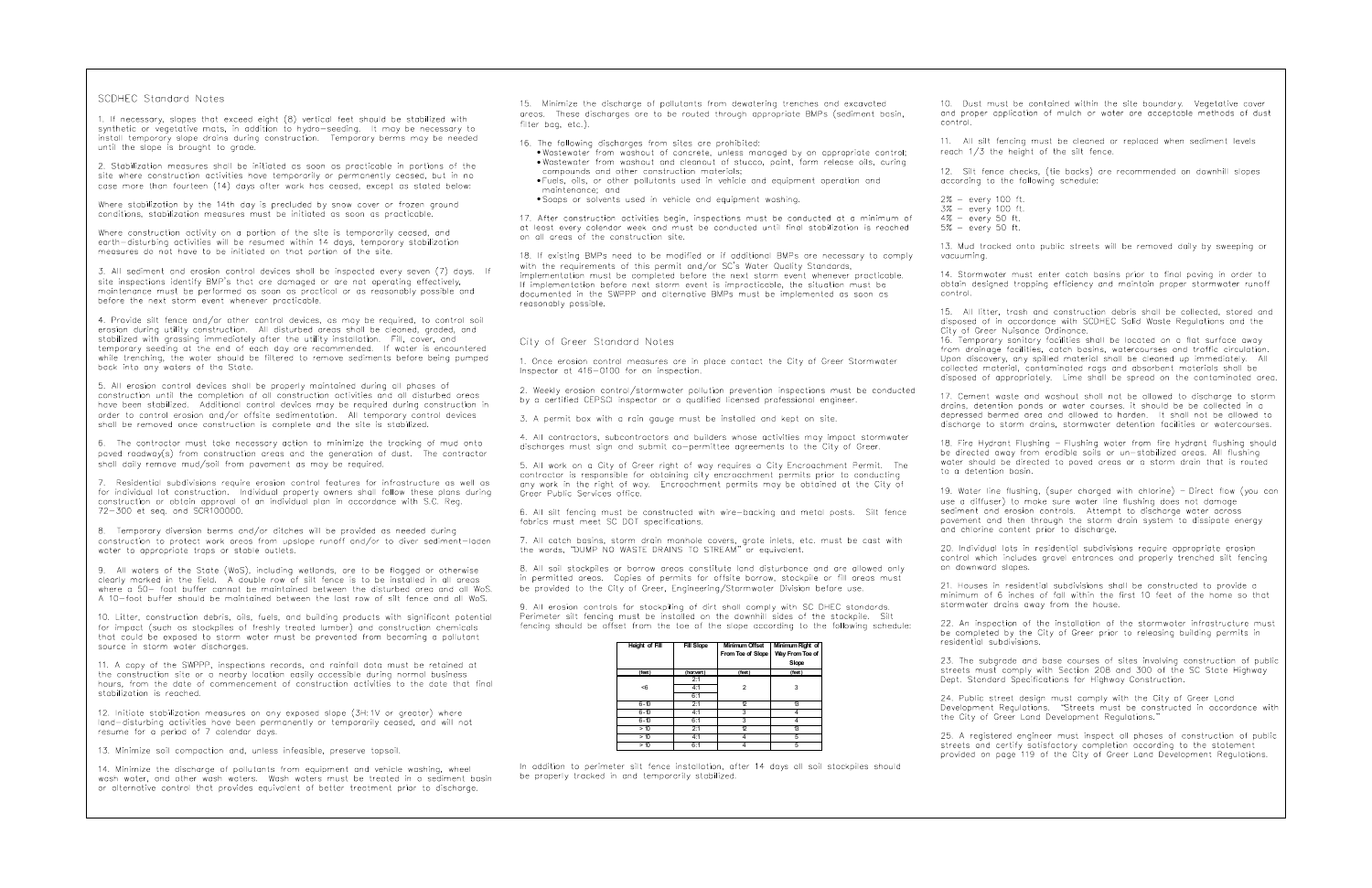## SCDHEC Standard Notes

1. If necessary, slopes that exceed eight (8) vertical feet should be stabilized with synthetic or vegetative mats, in addition to hydro-seeding. It may be necessary to install temporary slope drains during construction. Temporary berms may be needed until the slope is brought to grade.

2. Stabilization measures shall be initiated as soon as practicable in portions of the site where construction activities have temporarily or permanently ceased, but in no case more than fourteen (14) days after work has ceased, except as stated below:

Where stabilization by the 14th day is precluded by snow cover or frozen ground conditions, stabilization measures must be initiated as soon as practicable.

Where construction activity on a portion of the site is temporarily ceased, and earth-disturbing activities will be resumed within 14 days, temporary stabilization measures do not have to be initiated on that portion of the site.

3. All sediment and erosion control devices shall be inspected every seven (7) days. If site inspections identify BMP's that are damaged or are not operating effectively, maintenance must be performed as soon as practical or as reasonably possible and before the next storm event whenever practicable.

4. Provide silt fence and/or other control devices, as may be required, to control soil erosion during utility construction. All disturbed areas shall be cleaned, graded, and stabilized with grassing immediately after the utility installation. Fill, cover, and temporary seeding at the end of each day are recommended. If water is encountered while trenching, the water should be filtered to remove sediments before being pumped back into any waters of the State.

5. All erosion control devices shall be properly maintained during all phases of construction until the completion of all construction activities and all disturbed areas have been stabilized. Additional control devices may be required during construction in order to control erosion and/or offsite sedimentation. All temporary control devices shall be removed once construction is complete and the site is stabilized.

6. The contractor must take necessary action to minimize the tracking of mud onto paved roadway(s) from construction areas and the generation of dust. The contractor shall daily remove mud/soil from pavement as may be required.

7. Residential subdivisions require erosion control features for infrastructure as well as for individual lot construction. Individual property owners shall follow these plans during construction or obtain approval of an individual plan in accordance with S.C. Reg. 72-300 et seq. and SCR100000.

8. Temporary diversion berms and/or ditches will be provided as needed during construction to protect work areas from upslope runoff and/or to diver sediment-laden water to appropriate traps or stable outlets.

9. All waters of the State (WoS), including wetlands, are to be flagged or otherwise clearly marked in the field. A double row of silt fence is to be installed in all areas where a 50- foot buffer cannot be maintained between the disturbed area and all WoS. A 10-foot buffer should be maintained between the last row of silt fence and all WoS.

10. Litter, construction debris, oils, fuels, and building products with significant potential for impact (such as stockpiles of freshly treated lumber) and construction chemicals that could be exposed to storm water must be prevented from becoming a pollutant source in storm water discharges.

11. A copy of the SWPPP, inspections records, and rainfall data must be retained at the construction site or a nearby location easily accessible during normal business hours, from the date of commencement of construction activities to the date that final stabilization is reached.

12. Initiate stabilization measures on any exposed slope (3H:1V or greater) where land-disturbing activities have been permanently or temporarily ceased, and will not resume for a period of 7 calendar days.

13. Minimize soil compaction and, unless infeasible, preserve topsoil.

14. Minimize the discharge of pollutants from equipment and vehicle washing, wheel wash water, and other wash waters. Wash waters must be treated in a sediment basin or alternative control that provides equivalent of better treatment prior to discharge.

15. Minimize the discharge of pollutants from dewatering trenches and excavated areas. These discharges are to be routed through appropriate BMPs (sediment basin, filter bag, etc.).

16. The following discharges from sites are prohibited:

- Wastewater from washout of concrete, unless managed by an appropriate control;
- Wastewater from washout and cleanout of stucco, paint, form release oils, curing compounds and other construction materials;
- Fuels, oils, or other pollutants used in vehicle and equipment operation and maintenance; and
- Soaps or solvents used in vehicle and equipment washing.

17. After construction activities begin, inspections must be conducted at a minimum of at least every calendar week and must be conducted until final stabilization is reached on all areas of the construction site.

18. If existing BMPs need to be modified or if additional BMPs are necessary to comply with the requirements of this permit and/or SC's Water Quality Standards, implementation must be completed before the next storm event whenever practicable. If implementation before next storm event is impracticable, the situation must be documented in the SWPPP and alternative BMPs must be implemented as soon as reasonably possible.

## City of Greer Standard Notes

1. Once erosion control measures are in place contact the City of Greer Stormwater Inspector at 416-0100 for an inspection.

2. Weekly erosion control/stormwater pollution prevention inspections must be conducted by a certified CEPSCI inspector or a qualified licensed professional engineer.

3. A permit box with a rain gauge must be installed and kept on site.

4. All contractors, subcontractors and builders whose activities may impact stormwater discharges must sign and submit co-permittee agreements to the City of Greer.

5. All work on a City of Greer right of way requires a City Encroachment Permit. The contractor is responsible for obtaining city encroachment permits prior to conducting any work in the right of way. Encroachment permits may be obtained at the City of Greer Public Services office.

6. All silt fencing must be constructed with wire-backing and metal posts. Silt fence fabrics must meet SC DOT specifications.

7. All catch basins, storm drain manhole covers, grate inlets, etc. must be cast with the words, "DUMP NO WASTE DRAINS TO STREAM" or equivalent.

8. All soil stockpiles or borrow areas constitute land disturbance and are allowed only in permitted areas. Copies of permits for offsite borrow, stockpile or fill areas must be provided to the City of Greer, Engineering/Stormwater Division before use.

9. All erosion controls for stockpiling of dirt shall comply with SC DHEC standards. Perimeter silt fencing must be installed on the downhill sides of the stockpile. Silt fencing should be offset from the toe of the slope according to the following schedule:

| Height of Fill | Fill Slope | Minimum Offset From Toe of Slope | Minimum Right of Way From Toe of Slope |
|---|---|---|---|
| (feet) | (horiz:vert) | (feet) | (feet) |
| <6 | 2:1 | 2 | 3 |
|  | 4:1 |  |  |
|  | 6:1 |  |  |
| 6-10 | 2:1 | 12 | 18 |
| 6-10 | 4:1 | 3 | 4 |
| 6-10 | 6:1 | 3 | 4 |
| > 10 | 2:1 | 12 | 18 |
| > 10 | 4:1 | 4 | 5 |
| > 10 | 6:1 | 4 | 5 |

In addition to perimeter silt fence installation, after 14 days all soil stockpiles should be properly tracked in and temporarily stabilized.

10. Dust must be contained within the site boundary. Vegetative cover and proper application of mulch or water are acceptable methods of dust control.

11. All silt fencing must be cleaned or replaced when sediment levels reach 1/3 the height of the silt fence.

12. Silt fence checks, (tie backs) are recommended on downhill slopes according to the following schedule:

2% - every 100 ft.
3% - every 100 ft.
4% - every 50 ft.
5% - every 50 ft.

13. Mud tracked onto public streets will be removed daily by sweeping or vacuuming.

14. Stormwater must enter catch basins prior to final paving in order to obtain designed trapping efficiency and maintain proper stormwater runoff control.

15. All litter, trash and construction debris shall be collected, stored and disposed of in accordance with SCDHEC Solid Waste Regulations and the City of Greer Nuisance Ordinance.

16. Temporary sanitary facilities shall be located on a flat surface away from drainage facilities, catch basins, watercourses and traffic circulation. Upon discovery, any spilled material shall be cleaned up immediately. All collected material, contaminated rags and absorbent materials shall be disposed of appropriately. Lime shall be spread on the contaminated area.

17. Cement waste and washout shall not be allowed to discharge to storm drains, detention ponds or water courses. It should be be collected in a depressed bermed area and allowed to harden. It shall not be allowed to discharge to storm drains, stormwater detention facilities or watercourses.

18. Fire Hydrant Flushing - Flushing water from fire hydrant flushing should be directed away from erodible soils or un-stabilized areas. All flushing water should be directed to paved areas or a storm drain that is routed to a detention basin.

19. Water line flushing, (super charged with chlorine) - Direct flow (you can use a diffuser) to make sure water line flushing does not damage sediment and erosion controls. Attempt to discharge water across pavement and then through the storm drain system to dissipate energy and chlorine content prior to discharge.

20. Individual lots in residential subdivisions require appropriate erosion control which includes gravel entrances and properly trenched silt fencing on downward slopes.

21. Houses in residential subdivisions shall be constructed to provide a minimum of 6 inches of fall within the first 10 feet of the home so that stormwater drains away from the house.

22. An inspection of the installation of the stormwater infrastructure must be completed by the City of Greer prior to releasing building permits in residential subdivisions.

23. The subgrade and base courses of sites involving construction of public streets must comply with Section 208 and 300 of the SC State Highway Dept. Standard Specifications for Highway Construction.

24. Public street design must comply with the City of Greer Land Development Regulations. "Streets must be constructed in accordance with the City of Greer Land Development Regulations."

25. A registered engineer must inspect all phases of construction of public streets and certify satisfactory completion according to the statement provided on page 119 of the City of Greer Land Development Regulations.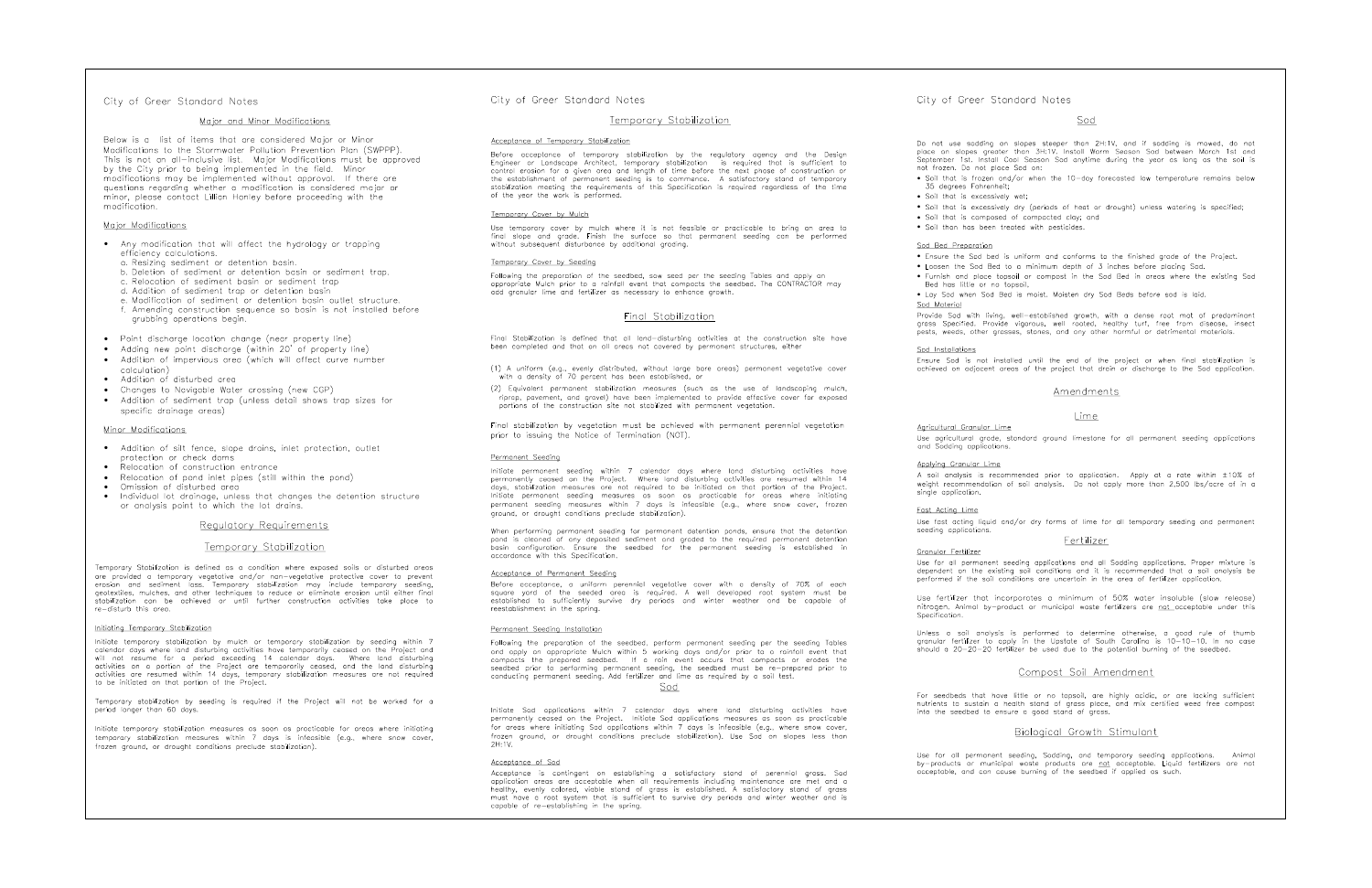City of Greer Standard Notes

## Major and Minor Modifications

Below is a list of items that are considered Major or Minor Modifications to the Stormwater Pollution Prevention Plan (SWPPP). This is not an all-inclusive list. Major Modifications must be approved by the City prior to being implemented in the field. Minor modifications may be implemented without approval. If there are questions regarding whether a modification is considered major or minor, please contact Lillian Hanley before proceeding with the modification.

### Major Modifications

- Any modification that will affect the hydrology or trapping efficiency calculations.
  - a. Resizing sediment or detention basin.
  - b. Deletion of sediment or detention basin or sediment trap.
  - c. Relocation of sediment basin or sediment trap
  - d. Addition of sediment trap or detention basin
  - e. Modification of sediment or detention basin outlet structure.
  - f. Amending construction sequence so basin is not installed before grubbing operations begin.
- Point discharge location change (near property line)
- Adding new point discharge (within 20' of property line)
- Addition of impervious area (which will affect curve number calculation)
- Addition of disturbed area
- Changes to Navigable Water crossing (new CGP)
- Addition of sediment trap (unless detail shows trap sizes for specific drainage areas)

### Minor Modifications

- Addition of silt fence, slope drains, inlet protection, outlet protection or check dams
- Relocation of construction entrance
- Relocation of pond inlet pipes (still within the pond)
- Omission of disturbed area
- Individual lot drainage, unless that changes the detention structure or analysis point to which the lot drains.

## Regulatory Requirements

## Temporary Stabilization

Temporary Stabilization is defined as a condition where exposed soils or disturbed areas are provided a temporary vegetative and/or non-vegetative protective cover to prevent erosion and sediment loss. Temporary stabilization may include temporary seeding, geotextiles, mulches, and other techniques to reduce or eliminate erosion until either final stabilization can be achieved or until further construction activities take place to re-disturb this area.

### Initiating Temporary Stabilization

Initiate temporary stabilization by mulch or temporary stabilization by seeding within 7 calendar days where land disturbing activities have temporarily ceased on the Project and will not resume for a period exceeding 14 calendar days. Where land disturbing activities on a portion of the Project are temporarily ceased, and the land disturbing activities are resumed within 14 days, temporary stabilization measures are not required to be initiated on that portion of the Project.

Temporary stabilization by seeding is required if the Project will not be worked for a period longer than 60 days.

Initiate temporary stabilization measures as soon as practicable for areas where initiating temporary stabilization measures within 7 days is infeasible (e.g., where snow cover, frozen ground, or drought conditions preclude stabilization).

City of Greer Standard Notes

## Temporary Stabilization

### Acceptance of Temporary Stabilization

Before acceptance of temporary stabilization by the regulatory agency and the Design Engineer or Landscape Architect, temporary stabilization is required that is sufficient to control erosion for a given area and length of time before the next phase of construction or the establishment of permanent seeding is to commence. A satisfactory stand of temporary stabilization meeting the requirements of this Specification is required regardless of the time of the year the work is performed.

### Temporary Cover by Mulch

Use temporary cover by mulch where it is not feasible or practicable to bring an area to final slope and grade. Finish the surface so that permanent seeding can be performed without subsequent disturbance by additional grading.

### Temporary Cover by Seeding

Following the preparation of the seedbed, sow seed per the seeding Tables and apply an appropriate Mulch prior to a rainfall event that compacts the seedbed. The CONTRACTOR may add granular lime and fertilizer as necessary to enhance growth.

## Final Stabilization

Final Stabilization is defined that all land-disturbing activities at the construction site have been completed and that on all areas not covered by permanent structures, either

(1) A uniform (e.g., evenly distributed, without large bare areas) permanent vegetative cover with a density of 70 percent has been established, or

(2) Equivalent permanent stabilization measures (such as the use of landscaping mulch, riprap, pavement, and gravel) have been implemented to provide effective cover for exposed portions of the construction site not stabilized with permanent vegetation.

Final stabilization by vegetation must be achieved with permanent perennial vegetation prior to issuing the Notice of Termination (NOT).

### Permanent Seeding

Initiate permanent seeding within 7 calendar days where land disturbing activities have permanently ceased on the Project. Where land disturbing activities are resumed within 14 days, stabilization measures are not required to be initiated on that portion of the Project. Initiate permanent seeding measures as soon as practicable for areas where initiating permanent seeding measures within 7 days is infeasible (e.g., where snow cover, frozen ground, or drought conditions preclude stabilization).

When performing permanent seeding for permanent detention ponds, ensure that the detention pond is cleaned of any deposited sediment and graded to the required permanent detention basin configuration. Ensure the seedbed for the permanent seeding is established in accordance with this Specification.

### Acceptance of Permanent Seeding

Before acceptance, a uniform perennial vegetative cover with a density of 70% of each square yard of the seeded area is required. A well developed root system must be established to sufficiently survive dry periods and winter weather and be capable of reestablishment in the spring.

### Permanent Seeding Installation

Following the preparation of the seedbed, perform permanent seeding per the Seeding Tables and apply an appropriate Mulch within 5 working days and/or prior to a rainfall event that compacts the prepared seedbed. If a rain event occurs that compacts or erodes the seedbed prior to performing permanent seeding, the seedbed must be re-prepared prior to conducting permanent seeding. Add fertilizer and lime as required by a soil test.

## Sod

Initiate Sod applications within 7 calendar days where land disturbing activities have permanently ceased on the Project. Initiate Sod applications measures as soon as practicable for areas where initiating Sod applications within 7 days is infeasible (e.g., where snow cover, frozen ground, or drought conditions preclude stabilization). Use Sod on slopes less than 2H:1V.

### Acceptance of Sod

Acceptance is contingent on establishing a satisfactory stand of perennial grass. Sod application areas are acceptable when all requirements including maintenance are met and a healthy, evenly colored, viable stand of grass is established. A satisfactory stand of grass must have a root system that is sufficient to survive dry periods and winter weather and is capable of re-establishing in the spring.

City of Greer Standard Notes

## Sod

Do not use sodding on slopes steeper than 2H:1V, and if sodding is mowed, do not place on slopes greater than 3H:1V. Install Warm Season Sod between March 1st and September 1st. Install Cool Season Sod anytime during the year as long as the soil is not frozen. Do not place Sod on:

- Soil that is frozen and/or when the 10-day forecasted low temperature remains below 35 degrees Fahrenheit;
- Soil that is excessively wet;
- Soil that is excessively dry (periods of heat or drought) unless watering is specified;
- Soil that is composed of compacted clay; and
- Soil than has been treated with pesticides.

### Sod Bed Preparation

- Ensure the Sod bed is uniform and conforms to the finished grade of the Project.
- Loosen the Sod Bed to a minimum depth of 3 inches before placing Sod.
- Furnish and place topsoil or compost in the Sod Bed in areas where the existing Sod Bed has little or no topsoil.
- Lay Sod when Sod Bed is moist. Moisten dry Sod Beds before sod is laid.

### Sod Material

Provide Sod with living, well-established growth, with a dense root mat of predominant grass Specified. Provide vigorous, well rooted, healthy turf, free from disease, insect pests, weeds, other grasses, stones, and any other harmful or detrimental materials.

### Sod Installations

Ensure Sod is not installed until the end of the project or when final stabilization is achieved on adjacent areas of the project that drain or discharge to the Sod application.

## Amendments

## Lime

### Agricultural Granular Lime

Use agricultural grade, standard ground limestone for all permanent seeding applications and Sodding applications.

### Applying Granular Lime

A soil analysis is recommended prior to application. Apply at a rate within ±10% of weight recommendation of soil analysis. Do not apply more than 2,500 lbs/acre of in a single application.

### Fast Acting Lime

Use fast acting liquid and/or dry forms of lime for all temporary seeding and permanent seeding applications.

## Fertilizer

### Granular Fertilizer

Use for all permanent seeding applications and all Sodding applications. Proper mixture is dependent on the existing soil conditions and it is recommended that a soil analysis be performed if the soil conditions are uncertain in the area of fertilizer application.

Use fertilizer that incorporates a minimum of 50% water insoluble (slow release) nitrogen. Animal by-product or municipal waste fertilizers are not acceptable under this Specification.

Unless a soil analysis is performed to determine otherwise, a good rule of thumb granular fertilizer to apply in the Upstate of South Carolina is 10-10-10. In no case should a 20-20-20 fertilizer be used due to the potential burning of the seedbed.

## Compost Soil Amendment

For seedbeds that have little or no topsoil, are highly acidic, or are lacking sufficient nutrients to sustain a health stand of grass place, and mix certified weed free compost into the seedbed to ensure a good stand of grass.

## Biological Growth Stimulant

Use for all permanent seeding, Sodding, and temporary seeding applications. Animal by-products or municipal waste products are not acceptable. Liquid fertilizers are not acceptable, and can cause burning of the seedbed if applied as such.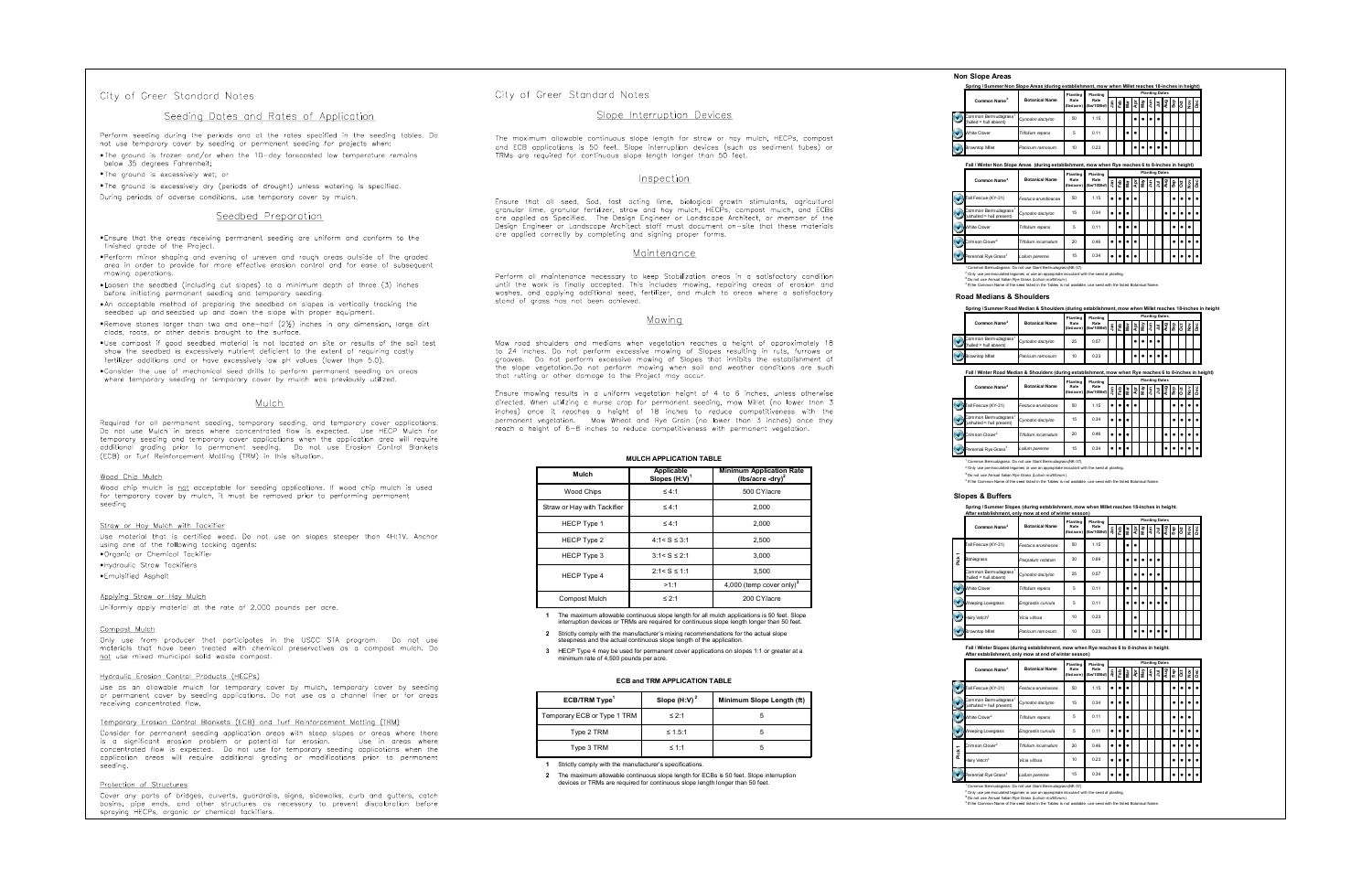# City of Greer Standard Notes

## Seeding Dates and Rates of Application

Perform seeding during the periods and at the rates specified in the seeding tables. Do not use temporary cover by seeding or permanent seeding for projects when:

- The ground is frozen and/or when the 10-day forecasted low temperature remains below 35 degrees Fahrenheit;
- The ground is excessively wet; or
- The ground is excessively dry (periods of drought) unless watering is specified.

During periods of adverse conditions, use temporary cover by mulch.

## Seedbed Preparation

- Ensure that the areas receiving permanent seeding are uniform and conform to the finished grade of the Project.
- Perform minor shaping and evening of uneven and rough areas outside of the graded area in order to provide for more effective erosion control and for ease of subsequent mowing operations.
- Loosen the seedbed (including cut slopes) to a minimum depth of three (3) inches before initiating permanent seeding and temporary seeding.
- An acceptable method of preparing the seedbed on slopes is vertically tracking the seedbed up and seedbed up and down the slope with proper equipment.
- Remove stones larger than two and one-half (2½) inches in any dimension, large dirt clods, roots, or other debris brought to the surface.
- Use compost if good seedbed material is not located on site or results of the soil test show the seedbed is excessively nutrient deficient to the extent of requiring costly fertilizer additions and or have excessively low pH values (lower than 5.0).
- Consider the use of mechanical seed drills to perform permanent seeding on areas where temporary seeding or temporary cover by mulch was previously utilized.

## Mulch

Required for all permanent seeding, temporary seeding, and temporary cover applications. Do not use Mulch in areas where concentrated flow is expected. Use HECP Mulch for temporary seeding and temporary cover applications when the application area will require additional grading prior to permanent seeding. Do not use Erosion Control Blankets (ECB) or Turf Reinforcement Matting (TRM) in this situation.

### Wood Chip Mulch

Wood chip mulch is not acceptable for seeding applications. If wood chip mulch is used for temporary cover by mulch, it must be removed prior to performing permanent seeding.

### Straw or Hay Mulch with Tackifier

Use material that is certified weed. Do not use on slopes steeper than 4H:1V. Anchor using one of the following tacking agents:

- Organic or Chemical Tackifier
- Hydraulic Straw Tackifiers
- Emulsified Asphalt

### Applying Straw or Hay Mulch

Uniformly apply material at the rate of 2,000 pounds per acre.

### Compost Mulch

Only use from producer that participates in the USCC STA program. Do not use materials that have been treated with chemical preservatives as a compost mulch. Do not use mixed municipal solid waste compost.

### Hydraulic Erosion Control Products (HECPs)

Use as an allowable mulch for temporary cover by mulch, temporary cover by seeding or permanent cover by seeding applications. Do not use as a channel liner or for areas receiving concentrated flow.

### Temporary Erosion Control Blankets (ECB) and Turf Reinforcement Matting (TRM)

Consider for permanent seeding application areas with steep slopes or areas where there is a significant erosion problem or potential for erosion. Use in areas where concentrated flow is expected. Do not use for temporary seeding applications when the application areas will require additional grading or modifications prior to permanent seeding.

### Protection of Structures

Cover any parts of bridges, culverts, guardrails, signs, sidewalks, curb and gutters, catch basins, pipe ends, and other structures as necessary to prevent discoloration before spraying HECPs, organic or chemical tackifiers.

# City of Greer Standard Notes

## Slope Interruption Devices

The maximum allowable continuous slope length for straw or hay mulch, HECPs, compost and ECB applications is 50 feet. Slope interruption devices (such as sediment tubes) or TRMs are required for continuous slope length longer than 50 feet.

## Inspection

Ensure that all seed, Sod, fast acting lime, biological growth stimulants, agricultural granular lime, granular fertilizer, straw and hay mulch, HECPs, compost mulch, and ECBs are applied as Specified. The Design Engineer or Landscape Architect, or member of the Design Engineer or Landscape Architect staff must document on-site that these materials are applied correctly by completing and signing proper forms.

## Maintenance

Perform all maintenance necessary to keep Stabilization areas in a satisfactory condition until the work is finally accepted. This includes mowing, repairing areas of erosion and washes, and applying additional seed, fertilizer, and mulch to areas where a satisfactory stand of grass has not been achieved.

## Mowing

Mow road shoulders and medians when vegetation reaches a height of approximately 18 to 24 inches. Do not perform excessive mowing of Slopes resulting in ruts, furrows or grooves. Do not perform excessive mowing of Slopes that inhibits the establishment of the slope vegetation.Do not perform mowing when soil and weather conditions are such that rutting or other damage to the Project may occur.

Ensure mowing results in a uniform vegetation height of 4 to 6 inches, unless otherwise directed. When utilizing a nurse crop for permanent seeding, mow Millet (no lower than 3 inches) once it reaches a height of 18 inches to reduce competitiveness with the permanent vegetation. Mow Wheat and Rye Grain (no lower than 3 inches) once they reach a height of 6-8 inches to reduce competitiveness with permanent vegetation.

### MULCH APPLICATION TABLE

| Mulch | Applicable Slopes (H:V)[1] | Minimum Application Rate (lbs/acre -dry)[2] |
|---|---|---|
| Wood Chips | ≤ 4:1 | 500 CY/acre |
| Straw or Hay with Tackifier | ≤ 4:1 | 2,000 |
| HECP Type 1 | ≤ 4:1 | 2,000 |
| HECP Type 2 | 4:1< S ≤ 3:1 | 2,500 |
| HECP Type 3 | 3:1< S ≤ 2:1 | 3,000 |
| HECP Type 4 | 2:1< S ≤ 1:1 | 3,500 |
| | >1:1 | 4,000 (temp cover only)[3] |
| Compost Mulch | ≤ 2:1 | 200 CY/acre |

1 The maximum allowable continuous slope length for all mulch applications is 50 feet. Slope interruption devices or TRMs are required for continuous slope length longer than 50 feet.

2 Strictly comply with the manufacturer's mixing recommendations for the actual slope steepness and the actual continuous slope length of the application.

3 HECP Type 4 may be used for permanent cover applications on slopes 1:1 or greater at a minimum rate of 4,500 pounds per acre.

### ECB and TRM APPLICATION TABLE

| ECB/TRM Type[1] | Slope (H:V)[2] | Minimum Slope Length (ft) |
|---|---|---|
| Temporary ECB or Type 1 TRM | ≤ 2:1 | 5 |
| Type 2 TRM | ≤ 1.5:1 | 5 |
| Type 3 TRM | ≤ 1:1 | 5 |

1 Strictly comply with the manufacturer's specifications.

2 The maximum allowable continuous slope length for ECBs is 50 feet. Slope interruption devices or TRMs are required for continuous slope length longer than 50 feet.

## Non Slope Areas

### Spring / Summer Non Slope Areas (during establishment, mow when Millet reaches 18-inches in height)

| Common Name[4] | Botanical Name | Planting Rate (lbs/acre) | Planting Rate (lbs/1000sf) | Jan | Feb | Mar | Apr | May | Jun | Jul | Aug | Sep | Oct | Nov | Dec |
|---|---|---|---|---|---|---|---|---|---|---|---|---|---|---|---|
| Common Bermudagrass[1] (hulled = hull absent) | Cynodon dactylon | 50 | 1.15 | | | | ● | ● | ● | ● | | | | | |
| White Clover | Trifolium repens | 5 | 0.11 | | | ● | ● | | | | ● | | | | |
| Browntop Millet | Panicum ramosum | 10 | 0.23 | | | | ● | ● | ● | ● | ● | | | | |

### Fall / Winter Non Slope Areas (during establishment, mow when Rye reaches 6 to 8-inches in height)

| Common Name[4] | Botanical Name | Planting Rate (lbs/acre) | Planting Rate (lbs/1000sf) | Jan | Feb | Mar | Apr | May | Jun | Jul | Aug | Sep | Oct | Nov | Dec |
|---|---|---|---|---|---|---|---|---|---|---|---|---|---|---|---|
| Tall Fescue (KY-31) | Festuca arundinacea | 50 | 1.15 | ● | ● | ● | ● | | | | | ● | ● | ● | ● |
| Common Bermudagrass[1] (unhulled = hull present) | Cynodon dactylon | 15 | 0.34 | ● | ● | ● | | | | | ● | ● | ● | ● | ● |
| White Clover | Trifolium repens | 5 | 0.11 | | ● | ● | ● | | | | | ● | ● | ● | |
| Crimson Clover[2] | Trifolium incarnatum | 20 | 0.46 | ● | ● | ● | ● | | | | | ● | ● | ● | ● |
| Perennial Rye Grass[3] | Lolium perenne | 15 | 0.34 | ● | ● | ● | ● | | | | | ● | ● | ● | ● |

[1] Common Bermudagrass: Do not use Giant Bermudagrass (NK-37).
[2] Only use pre-inoculated legumes or use an appropriate inoculant with the seed at planting.
[3] Do not use Annual Italian Rye Grass (Lolium multiflorum).
[4] If the Common Name of the seed listed in the Tables is not available, use seed with the listed Botanical Name.

## Road Medians & Shoulders

### Spring / Summer Road Median & Shoulders (during establishment, mow when Millet reaches 18-inches in height)

| Common Name[4] | Botanical Name | Planting Rate (lbs/acre) | Planting Rate (lbs/1000sf) | Jan | Feb | Mar | Apr | May | Jun | Jul | Aug | Sep | Oct | Nov | Dec |
|---|---|---|---|---|---|---|---|---|---|---|---|---|---|---|---|
| Common Bermudagrass[1] (hulled = hull absent) | Cynodon dactylon | 25 | 0.57 | | | | ● | ● | ● | ● | | | | | |
| Browntop Millet | Panicum ramosum | 10 | 0.23 | | | | ● | ● | ● | ● | ● | | | | |

### Fall / Winter Road Median & Shoulders (during establishment, mow when Rye reaches 6 to 8-inches in height)

| Common Name[4] | Botanical Name | Planting Rate (lbs/acre) | Planting Rate (lbs/1000sf) | Jan | Feb | Mar | Apr | May | Jun | Jul | Aug | Sep | Oct | Nov | Dec |
|---|---|---|---|---|---|---|---|---|---|---|---|---|---|---|---|
| Tall Fescue (KY-31) | Festuca arundinacea | 50 | 1.15 | ● | ● | ● | ● | | | | | ● | ● | ● | ● |
| Common Bermudagrass[1] (unhulled = hull present) | Cynodon dactylon | 15 | 0.34 | ● | ● | ● | | | | | | ● | ● | ● | ● |
| Crimson Clover[2] | Trifolium incarnatum | 20 | 0.46 | ● | ● | ● | | | | | ● | ● | ● | ● | ● |
| Perennial Rye Grass[3] | Lolium perenne | 15 | 0.34 | ● | ● | ● | | | | | ● | ● | ● | ● | ● |

[1] Common Bermudagrass: Do not use Giant Bermudagrass (NK-37).
[2] Only use pre-inoculated legumes or use an appropriate inoculant with the seed at planting.
[3] Do not use Annual Italian Rye Grass (Lolium multiflorum).
[4] If the Common Name of the seed listed in the Tables is not available, use seed with the listed Botanical Name.

## Slopes & Buffers

### Spring / Summer Slopes (during establishment, mow when Millet reaches 18-inches in height. After establishment, only mow at end of winter season)

| | Common Name[4] | Botanical Name | Planting Rate (lbs/acre) | Planting Rate (lbs/1000sf) | Jan | Feb | Mar | Apr | May | Jun | Jul | Aug | Sep | Oct | Nov | Dec |
|---|---|---|---|---|---|---|---|---|---|---|---|---|---|---|---|---|
| | Tall Fescue (KY-31) | Festuca arundinacea | 50 | 1.15 | | | ● | ● | | | | | | | | |
| Pick 1 | Bahiagrass | Paspalum notatum | 30 | 0.69 | | | ● | ● | ● | ● | ● | | | | | |
| | Common Bermudagrass[1] (hulled = hull absent) | Cynodon dactylon | 25 | 0.57 | | | | ● | ● | ● | ● | | | | | |
| | White Clover | Trifolium repens | 5 | 0.11 | | | ● | ● | | | | ● | | | | |
| | Weeping Lovegrass | Eragrostis curvula | 5 | 0.11 | | | ● | ● | ● | ● | ● | ● | | | | |
| | Hairy Vetch[2] | Vicia villosa | 10 | 0.23 | | | | ● | | | | | | | | |
| | Browntop Millet | Panicum ramosum | 10 | 0.23 | | | | ● | ● | ● | ● | ● | | | | |

### Fall / Winter Slopes (during establishment, mow when Rye reaches 6 to 8-inches in height. After establishment, only mow at end of winter season)

| | Common Name[4] | Botanical Name | Planting Rate (lbs/acre) | Planting Rate (lbs/1000sf) | Jan | Feb | Mar | Apr | May | Jun | Jul | Aug | Sep | Oct | Nov | Dec |
|---|---|---|---|---|---|---|---|---|---|---|---|---|---|---|---|---|
| | Tall Fescue (KY-31) | Festuca arundinacea | 50 | 1.15 | ● | ● | ● | | | | | | ● | ● | ● | ● |
| | Common Bermudagrass[1] (unhulled = hull present) | Cynodon dactylon | 15 | 0.34 | ● | ● | ● | | | | | | ● | ● | ● | ● |
| | White Clover[2] | Trifolium repens | 5 | 0.11 | | ● | ● | | | | | | ● | ● | ● | |
| | Weeping Lovegrass | Eragrostis curvula | 5 | 0.11 | ● | ● | ● | | | | | | ● | ● | ● | ● |
| Pick 1 | Crimson Clover[2] | Trifolium incarnatum | 20 | 0.46 | ● | ● | ● | | | | | | ● | ● | ● | ● |
| | Hairy Vetch[2] | Vicia villosa | 10 | 0.23 | ● | ● | ● | | | | | | ● | ● | ● | ● |
| | Perennial Rye Grass[3] | Lolium perenne | 15 | 0.34 | ● | ● | ● | | | | | | ● | ● | ● | ● |

[1] Common Bermudagrass: Do not use Giant Bermudagrass (NK-37).
[2] Only use pre-inoculated legumes or use an appropriate inoculant with the seed at planting.
[3] Do not use Annual Italian Rye Grass (Lolium multiflorum).
[4] If the Common Name of the seed listed in the Tables is not available, use seed with the listed Botanical Name.